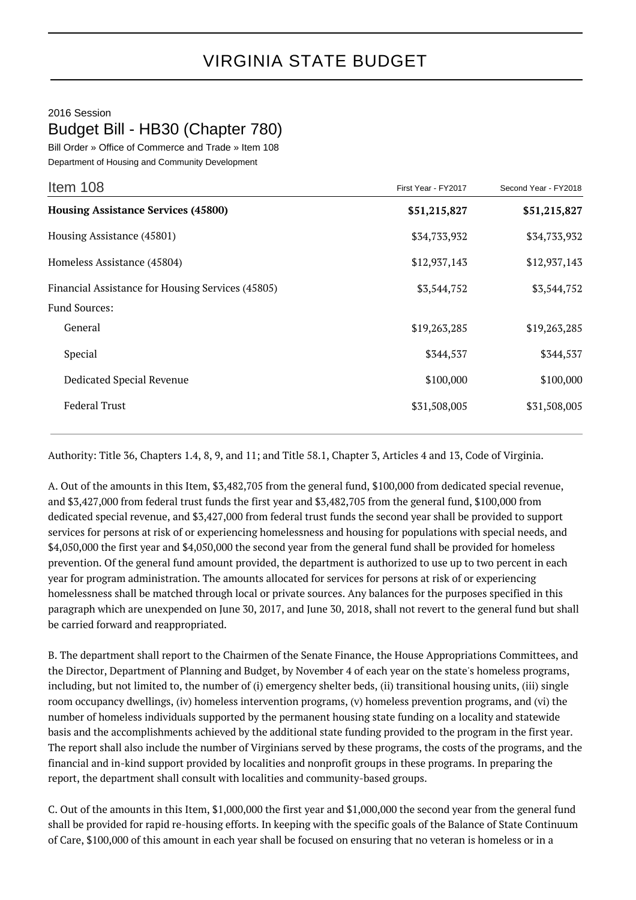# VIRGINIA STATE BUDGET

2016 Session

## Budget Bill - HB30 (Chapter 780)

Bill Order » Office of Commerce and Trade » Item 108

Department of Housing and Community Development

| Item 108 | First Year - FY2017 | Second Year - FY2018 |
|---|---|---|
| **Housing Assistance Services (45800)** | **$51,215,827** | **$51,215,827** |
| Housing Assistance (45801) | $34,733,932 | $34,733,932 |
| Homeless Assistance (45804) | $12,937,143 | $12,937,143 |
| Financial Assistance for Housing Services (45805) | $3,544,752 | $3,544,752 |
| Fund Sources: | | |
| General | $19,263,285 | $19,263,285 |
| Special | $344,537 | $344,537 |
| Dedicated Special Revenue | $100,000 | $100,000 |
| Federal Trust | $31,508,005 | $31,508,005 |

Authority: Title 36, Chapters 1.4, 8, 9, and 11; and Title 58.1, Chapter 3, Articles 4 and 13, Code of Virginia.

A. Out of the amounts in this Item, $3,482,705 from the general fund, $100,000 from dedicated special revenue, and $3,427,000 from federal trust funds the first year and $3,482,705 from the general fund, $100,000 from dedicated special revenue, and $3,427,000 from federal trust funds the second year shall be provided to support services for persons at risk of or experiencing homelessness and housing for populations with special needs, and $4,050,000 the first year and $4,050,000 the second year from the general fund shall be provided for homeless prevention. Of the general fund amount provided, the department is authorized to use up to two percent in each year for program administration. The amounts allocated for services for persons at risk of or experiencing homelessness shall be matched through local or private sources. Any balances for the purposes specified in this paragraph which are unexpended on June 30, 2017, and June 30, 2018, shall not revert to the general fund but shall be carried forward and reappropriated.

B. The department shall report to the Chairmen of the Senate Finance, the House Appropriations Committees, and the Director, Department of Planning and Budget, by November 4 of each year on the state's homeless programs, including, but not limited to, the number of (i) emergency shelter beds, (ii) transitional housing units, (iii) single room occupancy dwellings, (iv) homeless intervention programs, (v) homeless prevention programs, and (vi) the number of homeless individuals supported by the permanent housing state funding on a locality and statewide basis and the accomplishments achieved by the additional state funding provided to the program in the first year. The report shall also include the number of Virginians served by these programs, the costs of the programs, and the financial and in-kind support provided by localities and nonprofit groups in these programs. In preparing the report, the department shall consult with localities and community-based groups.

C. Out of the amounts in this Item, $1,000,000 the first year and $1,000,000 the second year from the general fund shall be provided for rapid re-housing efforts. In keeping with the specific goals of the Balance of State Continuum of Care, $100,000 of this amount in each year shall be focused on ensuring that no veteran is homeless or in a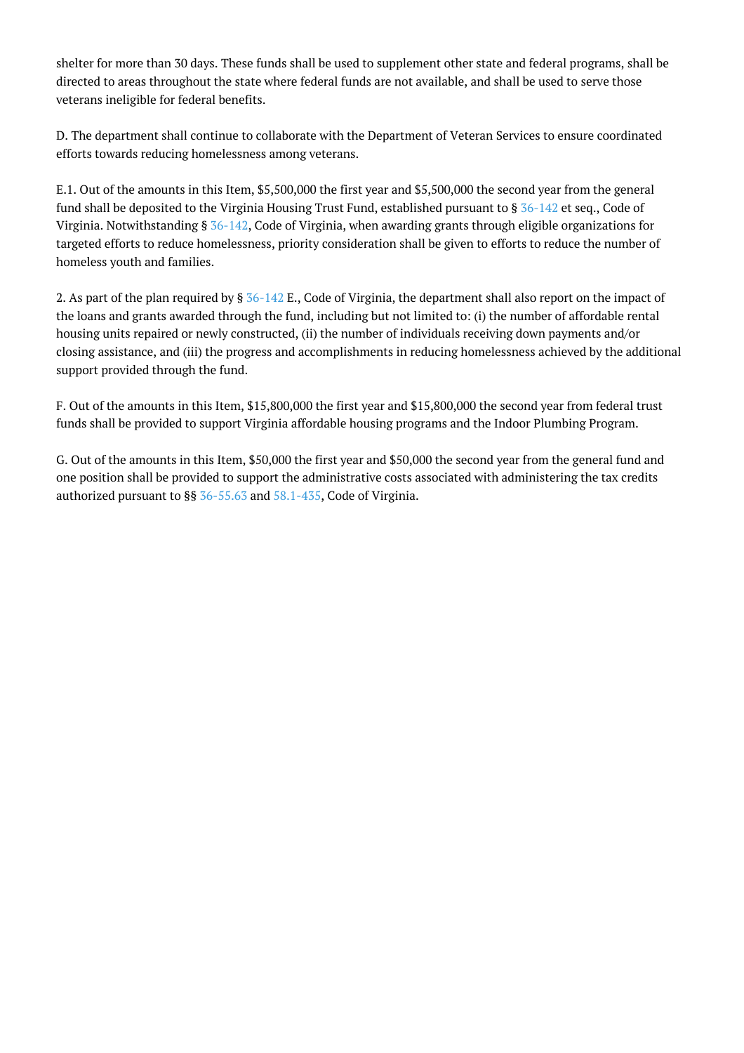shelter for more than 30 days. These funds shall be used to supplement other state and federal programs, shall be directed to areas throughout the state where federal funds are not available, and shall be used to serve those veterans ineligible for federal benefits.

D. The department shall continue to collaborate with the Department of Veteran Services to ensure coordinated efforts towards reducing homelessness among veterans.

E.1. Out of the amounts in this Item, $5,500,000 the first year and $5,500,000 the second year from the general fund shall be deposited to the Virginia Housing Trust Fund, established pursuant to § 36-142 et seq., Code of Virginia. Notwithstanding § 36-142, Code of Virginia, when awarding grants through eligible organizations for targeted efforts to reduce homelessness, priority consideration shall be given to efforts to reduce the number of homeless youth and families.

2. As part of the plan required by § 36-142 E., Code of Virginia, the department shall also report on the impact of the loans and grants awarded through the fund, including but not limited to: (i) the number of affordable rental housing units repaired or newly constructed, (ii) the number of individuals receiving down payments and/or closing assistance, and (iii) the progress and accomplishments in reducing homelessness achieved by the additional support provided through the fund.

F. Out of the amounts in this Item, $15,800,000 the first year and $15,800,000 the second year from federal trust funds shall be provided to support Virginia affordable housing programs and the Indoor Plumbing Program.

G. Out of the amounts in this Item, $50,000 the first year and $50,000 the second year from the general fund and one position shall be provided to support the administrative costs associated with administering the tax credits authorized pursuant to §§ 36-55.63 and 58.1-435, Code of Virginia.